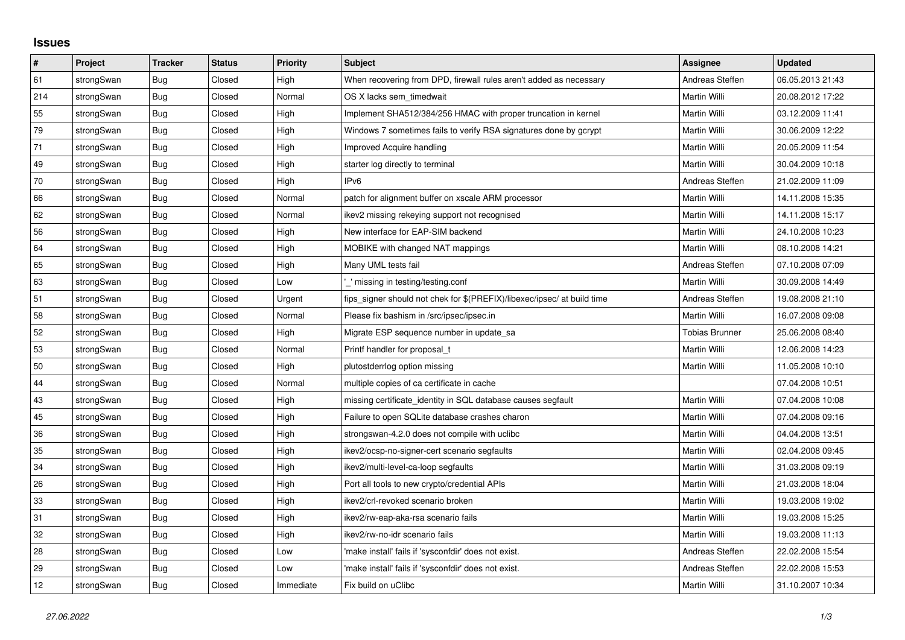## Issues

| # | Project | Tracker | Status | Priority | Subject | Assignee | Updated |
|---|---|---|---|---|---|---|---|
| 61 | strongSwan | Bug | Closed | High | When recovering from DPD, firewall rules aren't added as necessary | Andreas Steffen | 06.05.2013 21:43 |
| 214 | strongSwan | Bug | Closed | Normal | OS X lacks sem_timedwait | Martin Willi | 20.08.2012 17:22 |
| 55 | strongSwan | Bug | Closed | High | Implement SHA512/384/256 HMAC with proper truncation in kernel | Martin Willi | 03.12.2009 11:41 |
| 79 | strongSwan | Bug | Closed | High | Windows 7 sometimes fails to verify RSA signatures done by gcrypt | Martin Willi | 30.06.2009 12:22 |
| 71 | strongSwan | Bug | Closed | High | Improved Acquire handling | Martin Willi | 20.05.2009 11:54 |
| 49 | strongSwan | Bug | Closed | High | starter log directly to terminal | Martin Willi | 30.04.2009 10:18 |
| 70 | strongSwan | Bug | Closed | High | IPv6 | Andreas Steffen | 21.02.2009 11:09 |
| 66 | strongSwan | Bug | Closed | Normal | patch for alignment buffer on xscale ARM processor | Martin Willi | 14.11.2008 15:35 |
| 62 | strongSwan | Bug | Closed | Normal | ikev2 missing rekeying support not recognised | Martin Willi | 14.11.2008 15:17 |
| 56 | strongSwan | Bug | Closed | High | New interface for EAP-SIM backend | Martin Willi | 24.10.2008 10:23 |
| 64 | strongSwan | Bug | Closed | High | MOBIKE with changed NAT mappings | Martin Willi | 08.10.2008 14:21 |
| 65 | strongSwan | Bug | Closed | High | Many UML tests fail | Andreas Steffen | 07.10.2008 07:09 |
| 63 | strongSwan | Bug | Closed | Low | '_' missing in testing/testing.conf | Martin Willi | 30.09.2008 14:49 |
| 51 | strongSwan | Bug | Closed | Urgent | fips_signer should not chek for $(PREFIX)/libexec/ipsec/ at build time | Andreas Steffen | 19.08.2008 21:10 |
| 58 | strongSwan | Bug | Closed | Normal | Please fix bashism in /src/ipsec/ipsec.in | Martin Willi | 16.07.2008 09:08 |
| 52 | strongSwan | Bug | Closed | High | Migrate ESP sequence number in update_sa | Tobias Brunner | 25.06.2008 08:40 |
| 53 | strongSwan | Bug | Closed | Normal | Printf handler for proposal_t | Martin Willi | 12.06.2008 14:23 |
| 50 | strongSwan | Bug | Closed | High | plutostderrlog option missing | Martin Willi | 11.05.2008 10:10 |
| 44 | strongSwan | Bug | Closed | Normal | multiple copies of ca certificate in cache | | 07.04.2008 10:51 |
| 43 | strongSwan | Bug | Closed | High | missing certificate_identity in SQL database causes segfault | Martin Willi | 07.04.2008 10:08 |
| 45 | strongSwan | Bug | Closed | High | Failure to open SQLite database crashes charon | Martin Willi | 07.04.2008 09:16 |
| 36 | strongSwan | Bug | Closed | High | strongswan-4.2.0 does not compile with uclibc | Martin Willi | 04.04.2008 13:51 |
| 35 | strongSwan | Bug | Closed | High | ikev2/ocsp-no-signer-cert scenario segfaults | Martin Willi | 02.04.2008 09:45 |
| 34 | strongSwan | Bug | Closed | High | ikev2/multi-level-ca-loop segfaults | Martin Willi | 31.03.2008 09:19 |
| 26 | strongSwan | Bug | Closed | High | Port all tools to new crypto/credential APIs | Martin Willi | 21.03.2008 18:04 |
| 33 | strongSwan | Bug | Closed | High | ikev2/crl-revoked scenario broken | Martin Willi | 19.03.2008 19:02 |
| 31 | strongSwan | Bug | Closed | High | ikev2/rw-eap-aka-rsa scenario fails | Martin Willi | 19.03.2008 15:25 |
| 32 | strongSwan | Bug | Closed | High | ikev2/rw-no-idr scenario fails | Martin Willi | 19.03.2008 11:13 |
| 28 | strongSwan | Bug | Closed | Low | 'make install' fails if 'sysconfdir' does not exist. | Andreas Steffen | 22.02.2008 15:54 |
| 29 | strongSwan | Bug | Closed | Low | 'make install' fails if 'sysconfdir' does not exist. | Andreas Steffen | 22.02.2008 15:53 |
| 12 | strongSwan | Bug | Closed | Immediate | Fix build on uClibc | Martin Willi | 31.10.2007 10:34 |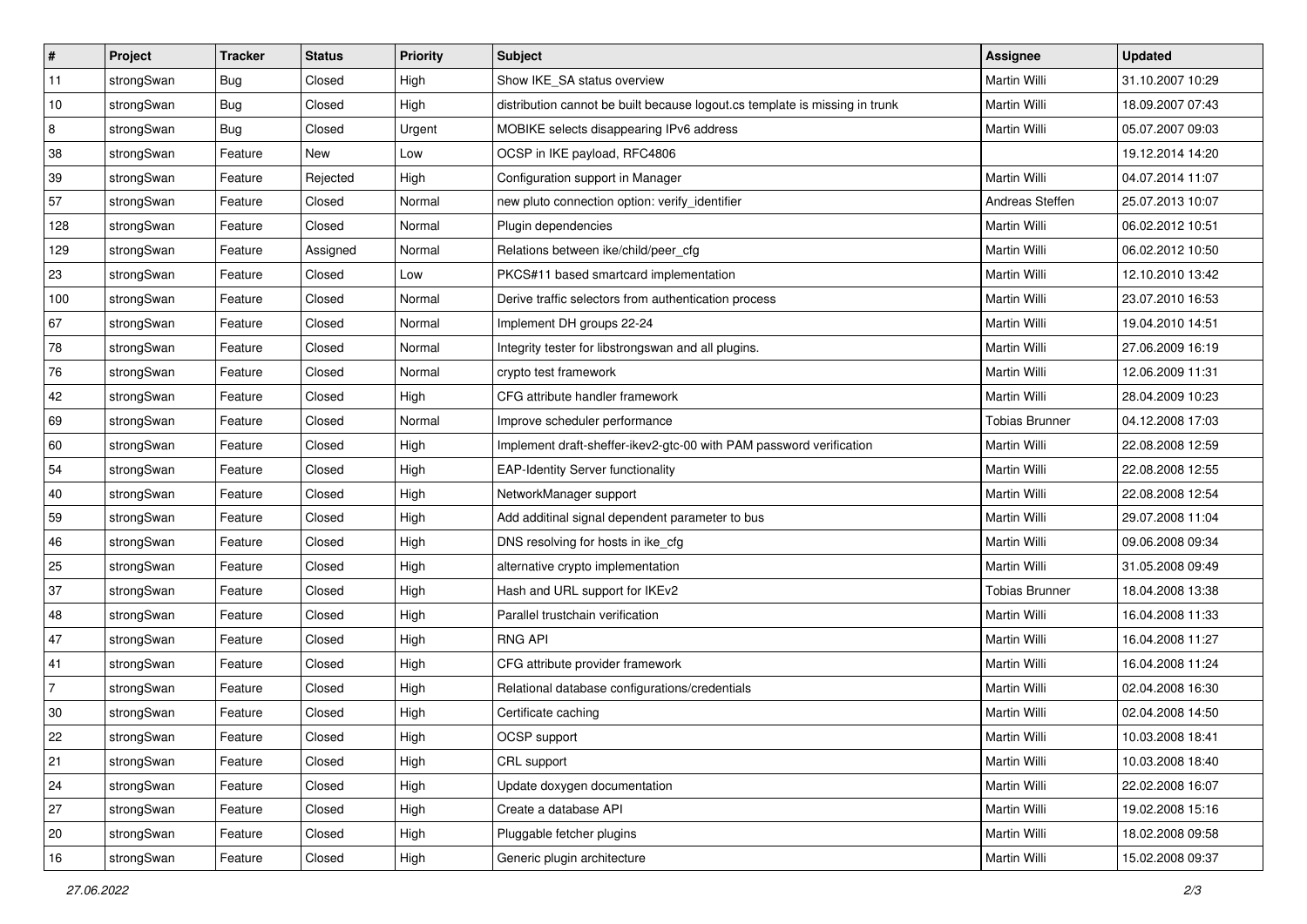| # | Project | Tracker | Status | Priority | Subject | Assignee | Updated |
|---|---|---|---|---|---|---|---|
| 11 | strongSwan | Bug | Closed | High | Show IKE_SA status overview | Martin Willi | 31.10.2007 10:29 |
| 10 | strongSwan | Bug | Closed | High | distribution cannot be built because logout.cs template is missing in trunk | Martin Willi | 18.09.2007 07:43 |
| 8 | strongSwan | Bug | Closed | Urgent | MOBIKE selects disappearing IPv6 address | Martin Willi | 05.07.2007 09:03 |
| 38 | strongSwan | Feature | New | Low | OCSP in IKE payload, RFC4806 | | 19.12.2014 14:20 |
| 39 | strongSwan | Feature | Rejected | High | Configuration support in Manager | Martin Willi | 04.07.2014 11:07 |
| 57 | strongSwan | Feature | Closed | Normal | new pluto connection option: verify_identifier | Andreas Steffen | 25.07.2013 10:07 |
| 128 | strongSwan | Feature | Closed | Normal | Plugin dependencies | Martin Willi | 06.02.2012 10:51 |
| 129 | strongSwan | Feature | Assigned | Normal | Relations between ike/child/peer_cfg | Martin Willi | 06.02.2012 10:50 |
| 23 | strongSwan | Feature | Closed | Low | PKCS#11 based smartcard implementation | Martin Willi | 12.10.2010 13:42 |
| 100 | strongSwan | Feature | Closed | Normal | Derive traffic selectors from authentication process | Martin Willi | 23.07.2010 16:53 |
| 67 | strongSwan | Feature | Closed | Normal | Implement DH groups 22-24 | Martin Willi | 19.04.2010 14:51 |
| 78 | strongSwan | Feature | Closed | Normal | Integrity tester for libstrongswan and all plugins. | Martin Willi | 27.06.2009 16:19 |
| 76 | strongSwan | Feature | Closed | Normal | crypto test framework | Martin Willi | 12.06.2009 11:31 |
| 42 | strongSwan | Feature | Closed | High | CFG attribute handler framework | Martin Willi | 28.04.2009 10:23 |
| 69 | strongSwan | Feature | Closed | Normal | Improve scheduler performance | Tobias Brunner | 04.12.2008 17:03 |
| 60 | strongSwan | Feature | Closed | High | Implement draft-sheffer-ikev2-gtc-00 with PAM password verification | Martin Willi | 22.08.2008 12:59 |
| 54 | strongSwan | Feature | Closed | High | EAP-Identity Server functionality | Martin Willi | 22.08.2008 12:55 |
| 40 | strongSwan | Feature | Closed | High | NetworkManager support | Martin Willi | 22.08.2008 12:54 |
| 59 | strongSwan | Feature | Closed | High | Add additinal signal dependent parameter to bus | Martin Willi | 29.07.2008 11:04 |
| 46 | strongSwan | Feature | Closed | High | DNS resolving for hosts in ike_cfg | Martin Willi | 09.06.2008 09:34 |
| 25 | strongSwan | Feature | Closed | High | alternative crypto implementation | Martin Willi | 31.05.2008 09:49 |
| 37 | strongSwan | Feature | Closed | High | Hash and URL support for IKEv2 | Tobias Brunner | 18.04.2008 13:38 |
| 48 | strongSwan | Feature | Closed | High | Parallel trustchain verification | Martin Willi | 16.04.2008 11:33 |
| 47 | strongSwan | Feature | Closed | High | RNG API | Martin Willi | 16.04.2008 11:27 |
| 41 | strongSwan | Feature | Closed | High | CFG attribute provider framework | Martin Willi | 16.04.2008 11:24 |
| 7 | strongSwan | Feature | Closed | High | Relational database configurations/credentials | Martin Willi | 02.04.2008 16:30 |
| 30 | strongSwan | Feature | Closed | High | Certificate caching | Martin Willi | 02.04.2008 14:50 |
| 22 | strongSwan | Feature | Closed | High | OCSP support | Martin Willi | 10.03.2008 18:41 |
| 21 | strongSwan | Feature | Closed | High | CRL support | Martin Willi | 10.03.2008 18:40 |
| 24 | strongSwan | Feature | Closed | High | Update doxygen documentation | Martin Willi | 22.02.2008 16:07 |
| 27 | strongSwan | Feature | Closed | High | Create a database API | Martin Willi | 19.02.2008 15:16 |
| 20 | strongSwan | Feature | Closed | High | Pluggable fetcher plugins | Martin Willi | 18.02.2008 09:58 |
| 16 | strongSwan | Feature | Closed | High | Generic plugin architecture | Martin Willi | 15.02.2008 09:37 |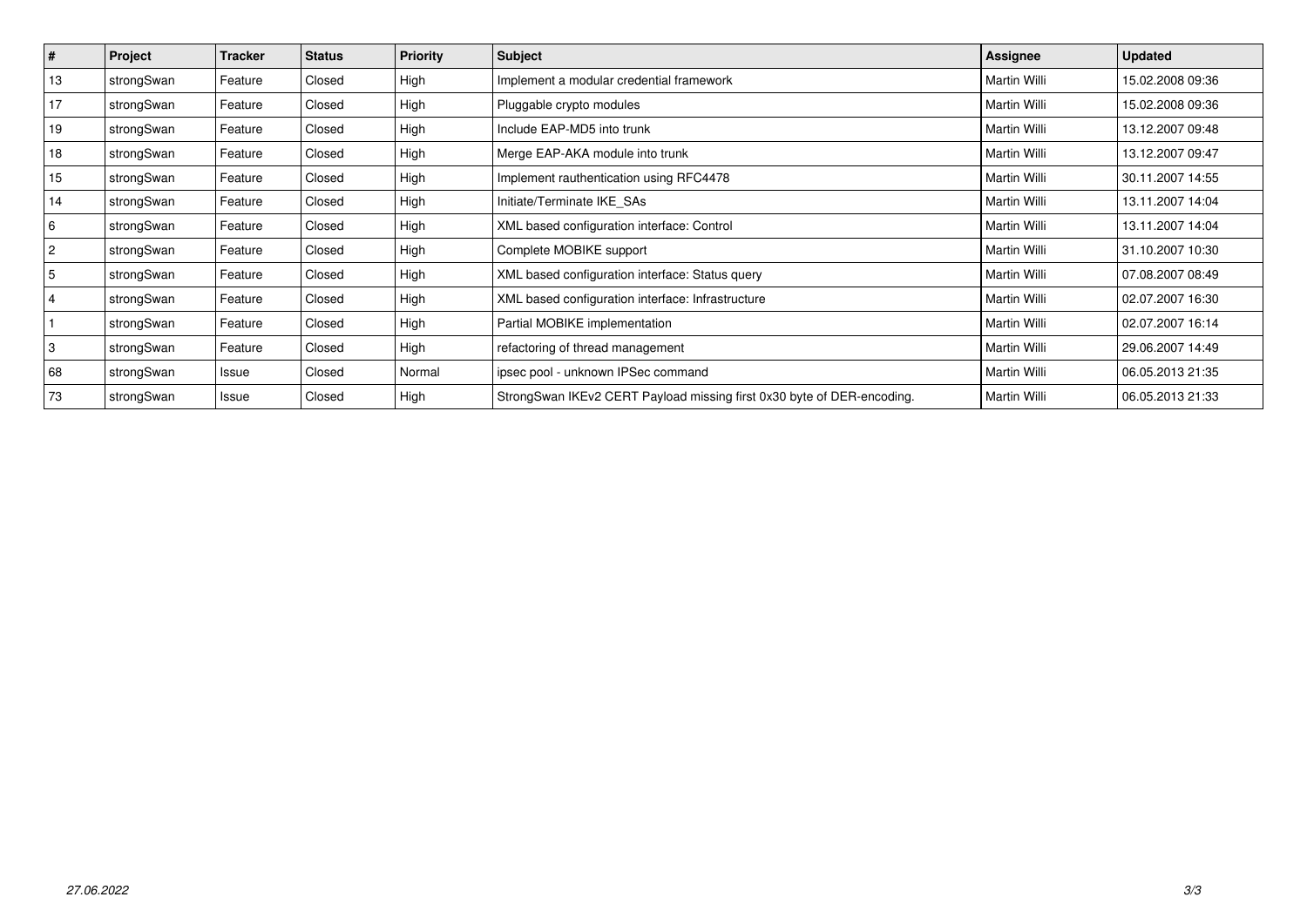| # | Project | Tracker | Status | Priority | Subject | Assignee | Updated |
|---|---|---|---|---|---|---|---|
| 13 | strongSwan | Feature | Closed | High | Implement a modular credential framework | Martin Willi | 15.02.2008 09:36 |
| 17 | strongSwan | Feature | Closed | High | Pluggable crypto modules | Martin Willi | 15.02.2008 09:36 |
| 19 | strongSwan | Feature | Closed | High | Include EAP-MD5 into trunk | Martin Willi | 13.12.2007 09:48 |
| 18 | strongSwan | Feature | Closed | High | Merge EAP-AKA module into trunk | Martin Willi | 13.12.2007 09:47 |
| 15 | strongSwan | Feature | Closed | High | Implement rauthentication using RFC4478 | Martin Willi | 30.11.2007 14:55 |
| 14 | strongSwan | Feature | Closed | High | Initiate/Terminate IKE_SAs | Martin Willi | 13.11.2007 14:04 |
| 6 | strongSwan | Feature | Closed | High | XML based configuration interface: Control | Martin Willi | 13.11.2007 14:04 |
| 2 | strongSwan | Feature | Closed | High | Complete MOBIKE support | Martin Willi | 31.10.2007 10:30 |
| 5 | strongSwan | Feature | Closed | High | XML based configuration interface: Status query | Martin Willi | 07.08.2007 08:49 |
| 4 | strongSwan | Feature | Closed | High | XML based configuration interface: Infrastructure | Martin Willi | 02.07.2007 16:30 |
| 1 | strongSwan | Feature | Closed | High | Partial MOBIKE implementation | Martin Willi | 02.07.2007 16:14 |
| 3 | strongSwan | Feature | Closed | High | refactoring of thread management | Martin Willi | 29.06.2007 14:49 |
| 68 | strongSwan | Issue | Closed | Normal | ipsec pool - unknown IPSec command | Martin Willi | 06.05.2013 21:35 |
| 73 | strongSwan | Issue | Closed | High | StrongSwan IKEv2 CERT Payload missing first 0x30 byte of DER-encoding. | Martin Willi | 06.05.2013 21:33 |

*27.06.2022*